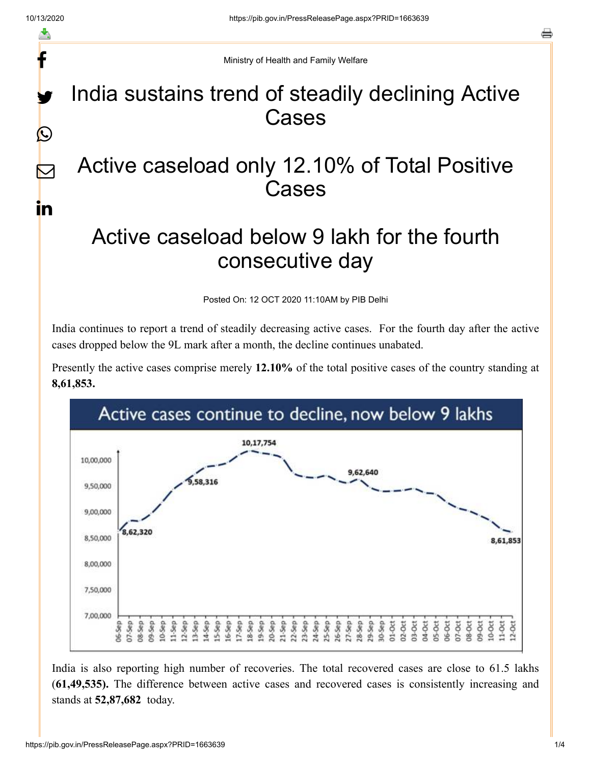Ministry of Health and Family Welfare

# India sustains trend of steadily declining Active Cases

# Active caseload only 12.10% of Total Positive Cases

# Active caseload below 9 lakh for the fourth consecutive day

Posted On: 12 OCT 2020 11:10AM by PIB Delhi

India continues to report a trend of steadily decreasing active cases. For the fourth day after the active cases dropped below the 9L mark after a month, the decline continues unabated.

Presently the active cases comprise merely **12.10%** of the total positive cases of the country standing at **8,61,853.**

India is also reporting high number of recoveries. The total recovered cases are close to 61.5 lakhs (**61,49,535).** The difference between active cases and recovered cases is consistently increasing and stands at **52,87,682** today.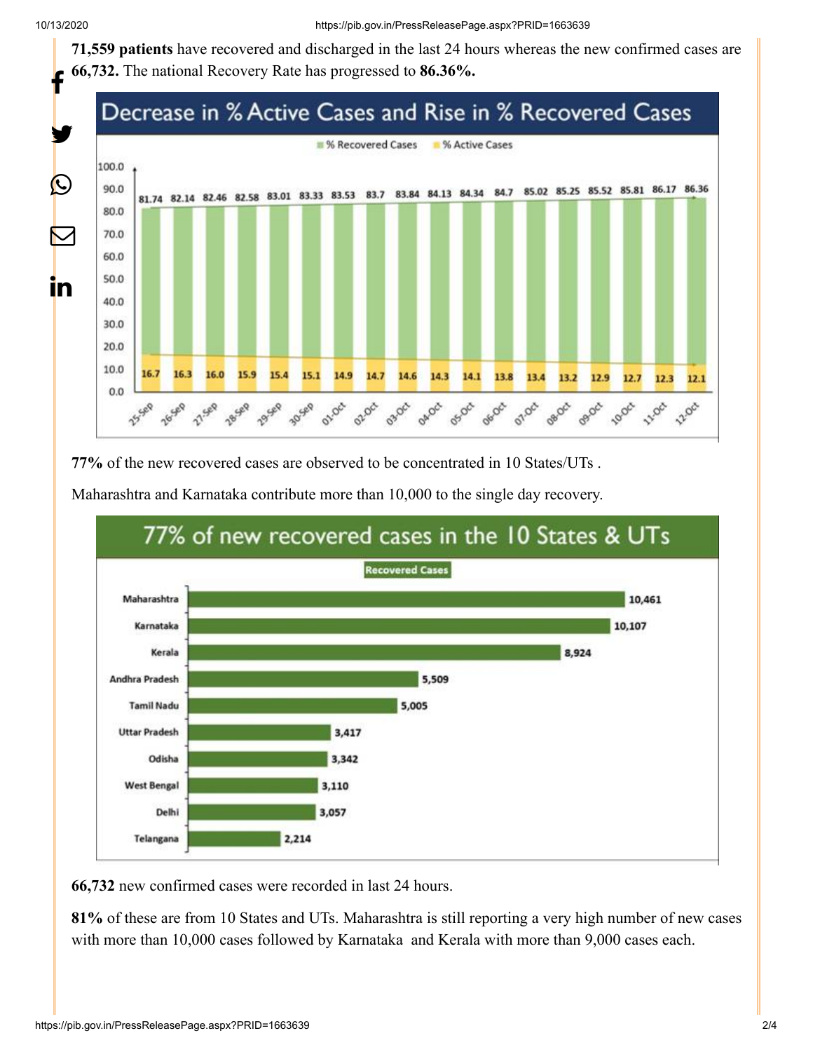**71,559 patients** have recovered and discharged in the last 24 hours whereas the new confirmed cases are **66,732.** The national Recovery Rate has progressed to **86.36%.**

**Decrease in % Active Cases and Rise in % Recovered Cases**

| Date | % Recovered Cases | % Active Cases |
|---|---|---|
| 25-Sep | 81.74 | 16.7 |
| 26-Sep | 82.14 | 16.3 |
| 27-Sep | 82.46 | 16.0 |
| 28-Sep | 82.58 | 15.9 |
| 29-Sep | 83.01 | 15.4 |
| 30-Sep | 83.33 | 15.1 |
| 01-Oct | 83.53 | 14.9 |
| 02-Oct | 83.7 | 14.7 |
| 03-Oct | 83.84 | 14.6 |
| 04-Oct | 84.13 | 14.3 |
| 05-Oct | 84.34 | 14.1 |
| 06-Oct | 84.7 | 13.8 |
| 07-Oct | 85.02 | 13.4 |
| 08-Oct | 85.25 | 13.2 |
| 09-Oct | 85.52 | 12.9 |
| 10-Oct | 85.81 | 12.7 |
| 11-Oct | 86.17 | 12.3 |
| 12-Oct | 86.36 | 12.1 |

**77%** of the new recovered cases are observed to be concentrated in 10 States/UTs .

Maharashtra and Karnataka contribute more than 10,000 to the single day recovery.

**77% of new recovered cases in the 10 States & UTs**

| State/UT | Recovered Cases |
|---|---|
| Maharashtra | 10,461 |
| Karnataka | 10,107 |
| Kerala | 8,924 |
| Andhra Pradesh | 5,509 |
| Tamil Nadu | 5,005 |
| Uttar Pradesh | 3,417 |
| Odisha | 3,342 |
| West Bengal | 3,110 |
| Delhi | 3,057 |
| Telangana | 2,214 |

**66,732** new confirmed cases were recorded in last 24 hours.

**81%** of these are from 10 States and UTs. Maharashtra is still reporting a very high number of new cases with more than 10,000 cases followed by Karnataka and Kerala with more than 9,000 cases each.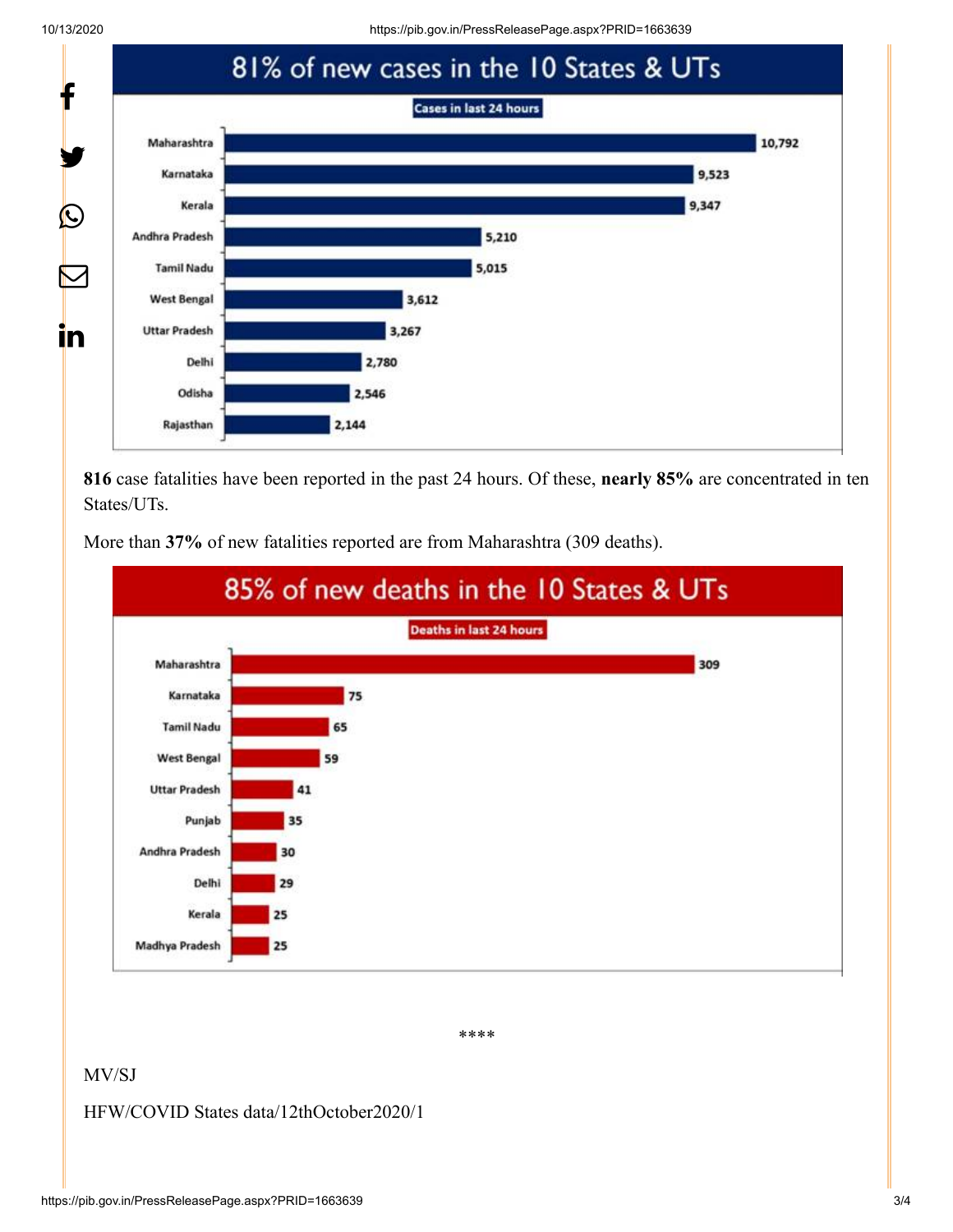## 81% of new cases in the 10 States & UTs

**Cases in last 24 hours**

| State | Cases |
|---|---|
| Maharashtra | 10,792 |
| Karnataka | 9,523 |
| Kerala | 9,347 |
| Andhra Pradesh | 5,210 |
| Tamil Nadu | 5,015 |
| West Bengal | 3,612 |
| Uttar Pradesh | 3,267 |
| Delhi | 2,780 |
| Odisha | 2,546 |
| Rajasthan | 2,144 |

**816** case fatalities have been reported in the past 24 hours. Of these, **nearly 85%** are concentrated in ten States/UTs.

More than **37%** of new fatalities reported are from Maharashtra (309 deaths).

## 85% of new deaths in the 10 States & UTs

**Deaths in last 24 hours**

| State | Deaths |
|---|---|
| Maharashtra | 309 |
| Karnataka | 75 |
| Tamil Nadu | 65 |
| West Bengal | 59 |
| Uttar Pradesh | 41 |
| Punjab | 35 |
| Andhra Pradesh | 30 |
| Delhi | 29 |
| Kerala | 25 |
| Madhya Pradesh | 25 |

****

MV/SJ

HFW/COVID States data/12thOctober2020/1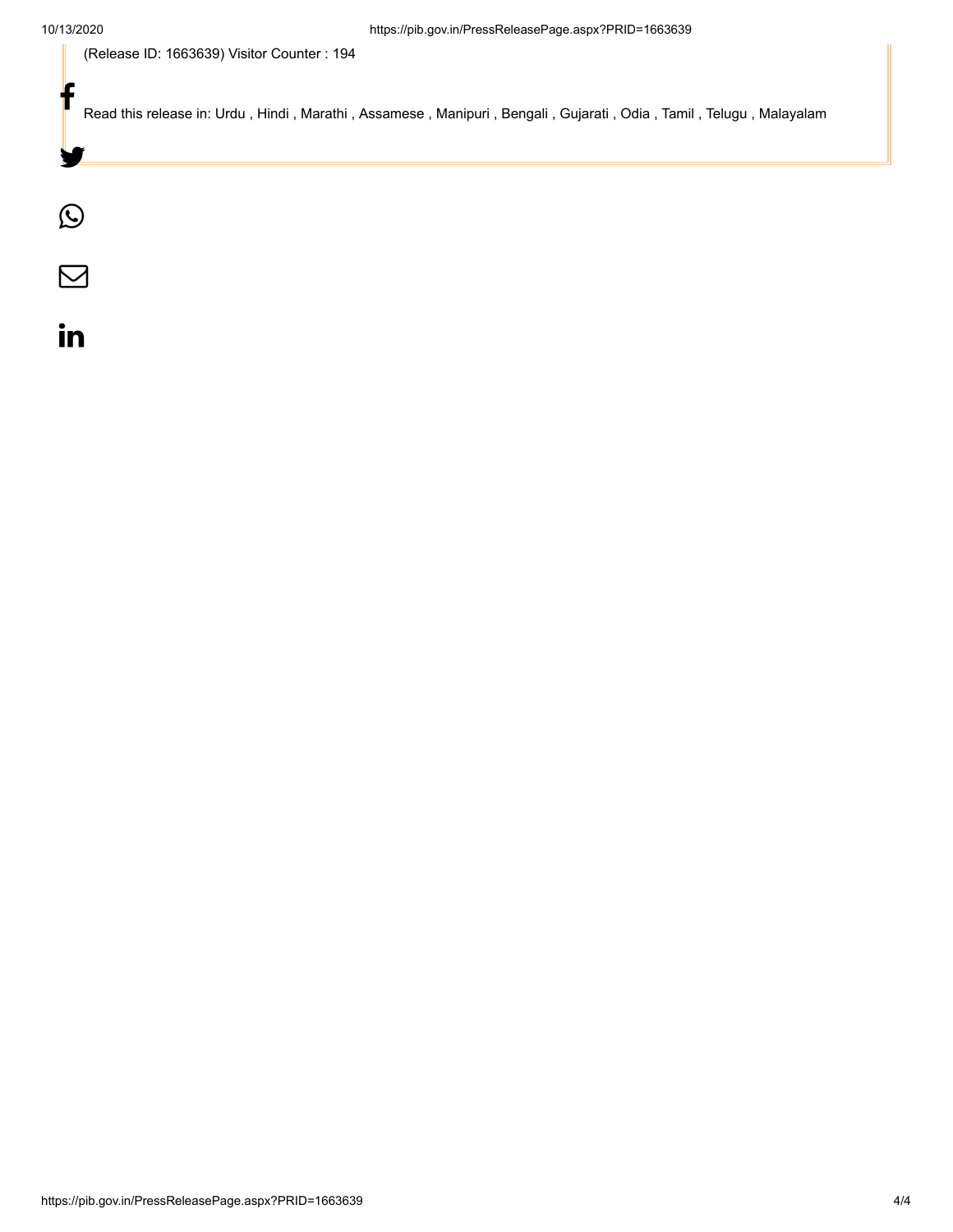(Release ID: 1663639) Visitor Counter : 194

Read this release in: Urdu , Hindi , Marathi , Assamese , Manipuri , Bengali , Gujarati , Odia , Tamil , Telugu , Malayalam